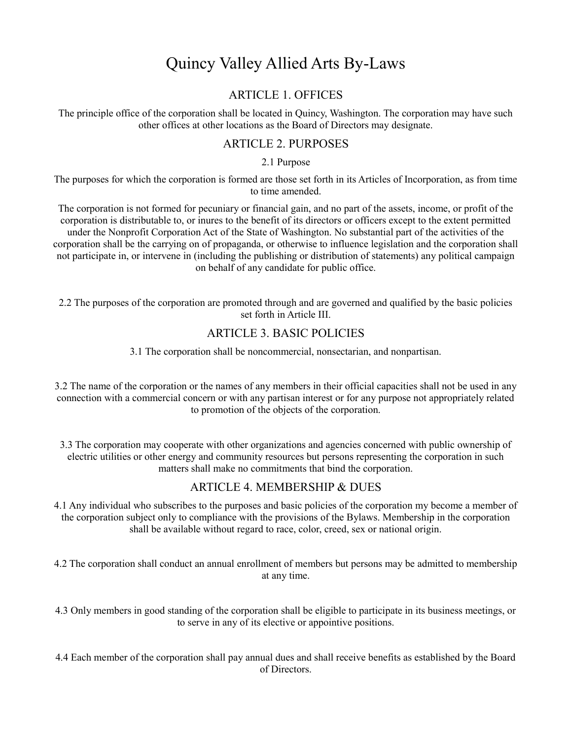# Quincy Valley Allied Arts By-Laws

## ARTICLE 1. OFFICES

The principle office of the corporation shall be located in Quincy, Washington. The corporation may have such other offices at other locations as the Board of Directors may designate.

## ARTICLE 2. PURPOSES

### 2.1 Purpose

The purposes for which the corporation is formed are those set forth in its Articles of Incorporation, as from time to time amended.

The corporation is not formed for pecuniary or financial gain, and no part of the assets, income, or profit of the corporation is distributable to, or inures to the benefit of its directors or officers except to the extent permitted under the Nonprofit Corporation Act of the State of Washington. No substantial part of the activities of the corporation shall be the carrying on of propaganda, or otherwise to influence legislation and the corporation shall not participate in, or intervene in (including the publishing or distribution of statements) any political campaign on behalf of any candidate for public office.

2.2 The purposes of the corporation are promoted through and are governed and qualified by the basic policies set forth in Article III.

## ARTICLE 3. BASIC POLICIES

3.1 The corporation shall be noncommercial, nonsectarian, and nonpartisan.

3.2 The name of the corporation or the names of any members in their official capacities shall not be used in any connection with a commercial concern or with any partisan interest or for any purpose not appropriately related to promotion of the objects of the corporation.

3.3 The corporation may cooperate with other organizations and agencies concerned with public ownership of electric utilities or other energy and community resources but persons representing the corporation in such matters shall make no commitments that bind the corporation.

## ARTICLE 4. MEMBERSHIP & DUES

4.1 Any individual who subscribes to the purposes and basic policies of the corporation my become a member of the corporation subject only to compliance with the provisions of the Bylaws. Membership in the corporation shall be available without regard to race, color, creed, sex or national origin.

4.2 The corporation shall conduct an annual enrollment of members but persons may be admitted to membership at any time.

4.3 Only members in good standing of the corporation shall be eligible to participate in its business meetings, or to serve in any of its elective or appointive positions.

4.4 Each member of the corporation shall pay annual dues and shall receive benefits as established by the Board of Directors.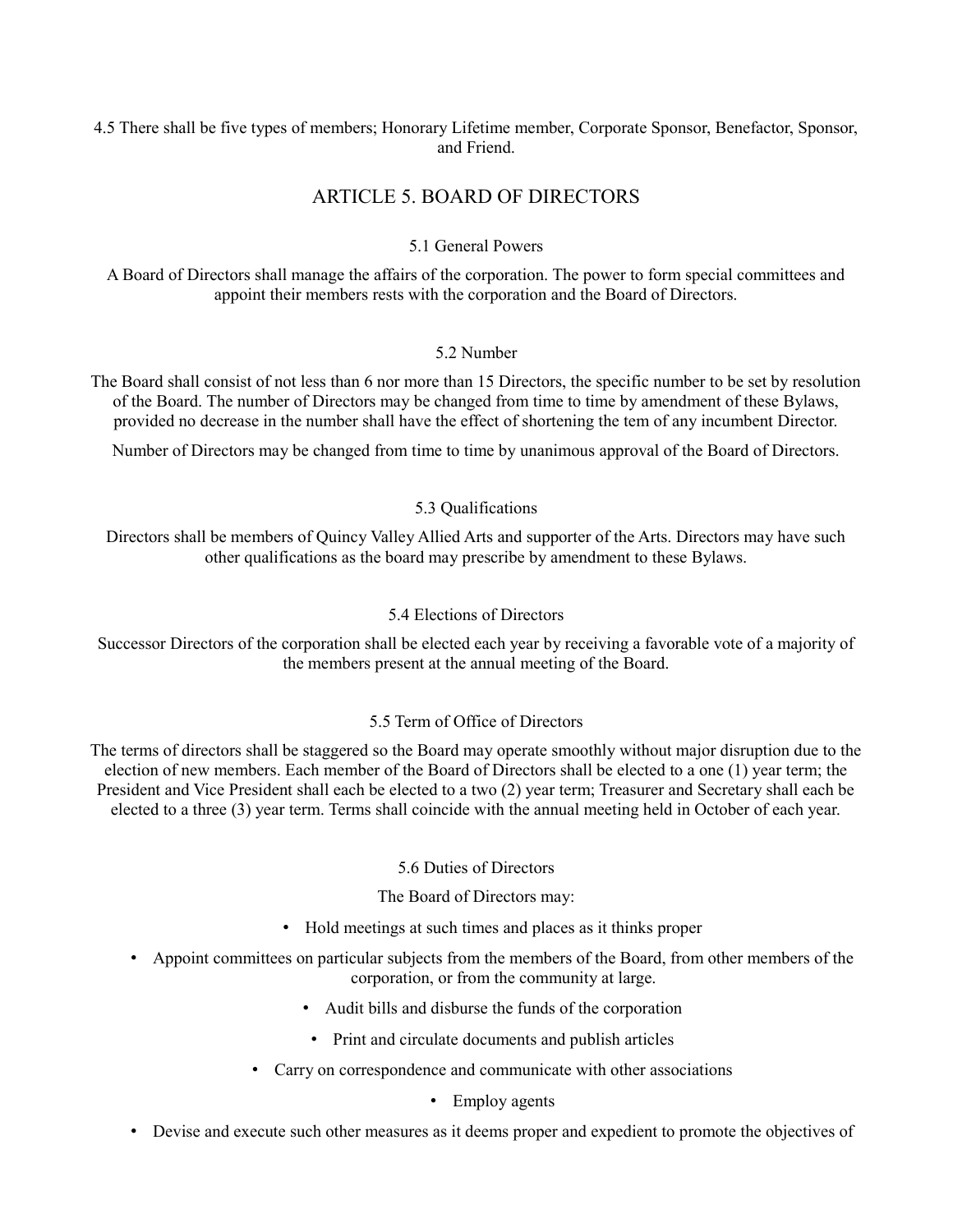4.5 There shall be five types of members; Honorary Lifetime member, Corporate Sponsor, Benefactor, Sponsor, and Friend.

## ARTICLE 5. BOARD OF DIRECTORS

### 5.1 General Powers

A Board of Directors shall manage the affairs of the corporation. The power to form special committees and appoint their members rests with the corporation and the Board of Directors.

### 5.2 Number

The Board shall consist of not less than 6 nor more than 15 Directors, the specific number to be set by resolution of the Board. The number of Directors may be changed from time to time by amendment of these Bylaws, provided no decrease in the number shall have the effect of shortening the tem of any incumbent Director.

Number of Directors may be changed from time to time by unanimous approval of the Board of Directors.

### 5.3 Qualifications

Directors shall be members of Quincy Valley Allied Arts and supporter of the Arts. Directors may have such other qualifications as the board may prescribe by amendment to these Bylaws.

### 5.4 Elections of Directors

Successor Directors of the corporation shall be elected each year by receiving a favorable vote of a majority of the members present at the annual meeting of the Board.

### 5.5 Term of Office of Directors

The terms of directors shall be staggered so the Board may operate smoothly without major disruption due to the election of new members. Each member of the Board of Directors shall be elected to a one (1) year term; the President and Vice President shall each be elected to a two (2) year term; Treasurer and Secretary shall each be elected to a three (3) year term. Terms shall coincide with the annual meeting held in October of each year.

### 5.6 Duties of Directors

The Board of Directors may:

- Hold meetings at such times and places as it thinks proper
- Appoint committees on particular subjects from the members of the Board, from other members of the corporation, or from the community at large.
- Audit bills and disburse the funds of the corporation
- Print and circulate documents and publish articles
- Carry on correspondence and communicate with other associations
- Employ agents
- Devise and execute such other measures as it deems proper and expedient to promote the objectives of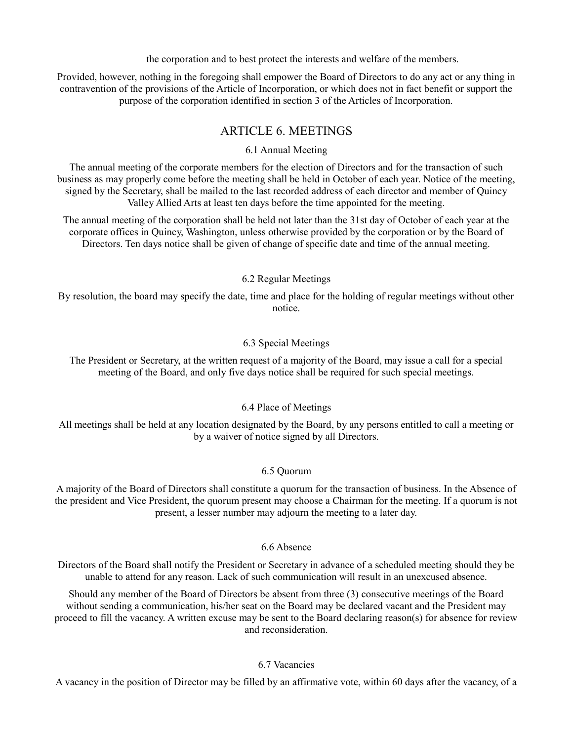the corporation and to best protect the interests and welfare of the members.

Provided, however, nothing in the foregoing shall empower the Board of Directors to do any act or any thing in contravention of the provisions of the Article of Incorporation, or which does not in fact benefit or support the purpose of the corporation identified in section 3 of the Articles of Incorporation.

## ARTICLE 6. MEETINGS

### 6.1 Annual Meeting

The annual meeting of the corporate members for the election of Directors and for the transaction of such business as may properly come before the meeting shall be held in October of each year. Notice of the meeting, signed by the Secretary, shall be mailed to the last recorded address of each director and member of Quincy Valley Allied Arts at least ten days before the time appointed for the meeting.

The annual meeting of the corporation shall be held not later than the 31st day of October of each year at the corporate offices in Quincy, Washington, unless otherwise provided by the corporation or by the Board of Directors. Ten days notice shall be given of change of specific date and time of the annual meeting.

### 6.2 Regular Meetings

By resolution, the board may specify the date, time and place for the holding of regular meetings without other notice.

### 6.3 Special Meetings

The President or Secretary, at the written request of a majority of the Board, may issue a call for a special meeting of the Board, and only five days notice shall be required for such special meetings.

### 6.4 Place of Meetings

All meetings shall be held at any location designated by the Board, by any persons entitled to call a meeting or by a waiver of notice signed by all Directors.

### 6.5 Quorum

A majority of the Board of Directors shall constitute a quorum for the transaction of business. In the Absence of the president and Vice President, the quorum present may choose a Chairman for the meeting. If a quorum is not present, a lesser number may adjourn the meeting to a later day.

### 6.6 Absence

Directors of the Board shall notify the President or Secretary in advance of a scheduled meeting should they be unable to attend for any reason. Lack of such communication will result in an unexcused absence.

Should any member of the Board of Directors be absent from three (3) consecutive meetings of the Board without sending a communication, his/her seat on the Board may be declared vacant and the President may proceed to fill the vacancy. A written excuse may be sent to the Board declaring reason(s) for absence for review and reconsideration.

### 6.7 Vacancies

A vacancy in the position of Director may be filled by an affirmative vote, within 60 days after the vacancy, of a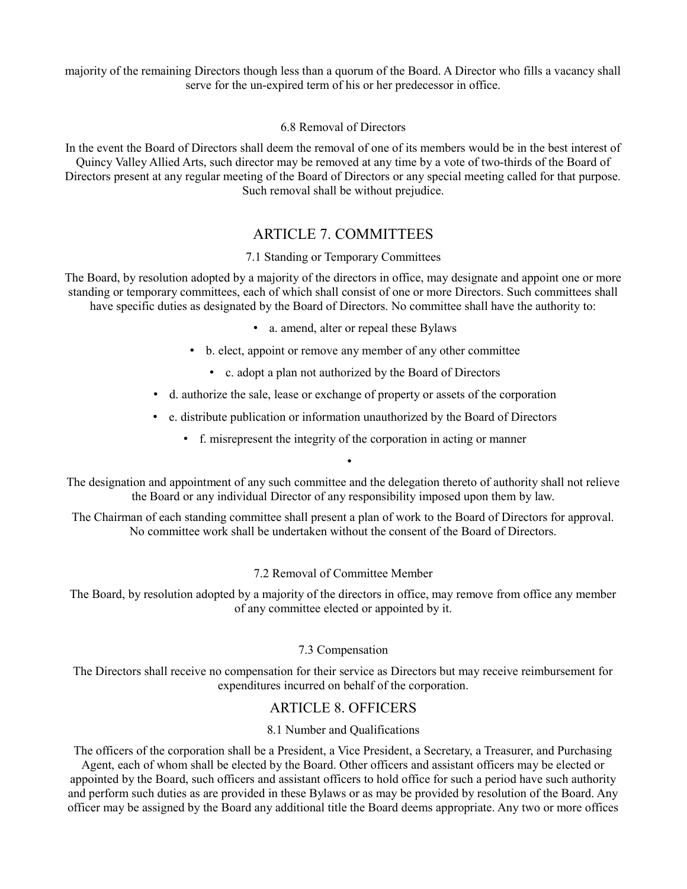majority of the remaining Directors though less than a quorum of the Board. A Director who fills a vacancy shall serve for the un-expired term of his or her predecessor in office.

### 6.8 Removal of Directors

In the event the Board of Directors shall deem the removal of one of its members would be in the best interest of Quincy Valley Allied Arts, such director may be removed at any time by a vote of two-thirds of the Board of Directors present at any regular meeting of the Board of Directors or any special meeting called for that purpose. Such removal shall be without prejudice.

## ARTICLE 7. COMMITTEES

### 7.1 Standing or Temporary Committees

The Board, by resolution adopted by a majority of the directors in office, may designate and appoint one or more standing or temporary committees, each of which shall consist of one or more Directors. Such committees shall have specific duties as designated by the Board of Directors. No committee shall have the authority to:

- a. amend, alter or repeal these Bylaws
- b. elect, appoint or remove any member of any other committee
- c. adopt a plan not authorized by the Board of Directors
- d. authorize the sale, lease or exchange of property or assets of the corporation
- e. distribute publication or information unauthorized by the Board of Directors
- f. misrepresent the integrity of the corporation in acting or manner

The designation and appointment of any such committee and the delegation thereto of authority shall not relieve the Board or any individual Director of any responsibility imposed upon them by law.

The Chairman of each standing committee shall present a plan of work to the Board of Directors for approval. No committee work shall be undertaken without the consent of the Board of Directors.

### 7.2 Removal of Committee Member

The Board, by resolution adopted by a majority of the directors in office, may remove from office any member of any committee elected or appointed by it.

### 7.3 Compensation

The Directors shall receive no compensation for their service as Directors but may receive reimbursement for expenditures incurred on behalf of the corporation.

## ARTICLE 8. OFFICERS

### 8.1 Number and Qualifications

The officers of the corporation shall be a President, a Vice President, a Secretary, a Treasurer, and Purchasing Agent, each of whom shall be elected by the Board. Other officers and assistant officers may be elected or appointed by the Board, such officers and assistant officers to hold office for such a period have such authority and perform such duties as are provided in these Bylaws or as may be provided by resolution of the Board. Any officer may be assigned by the Board any additional title the Board deems appropriate. Any two or more offices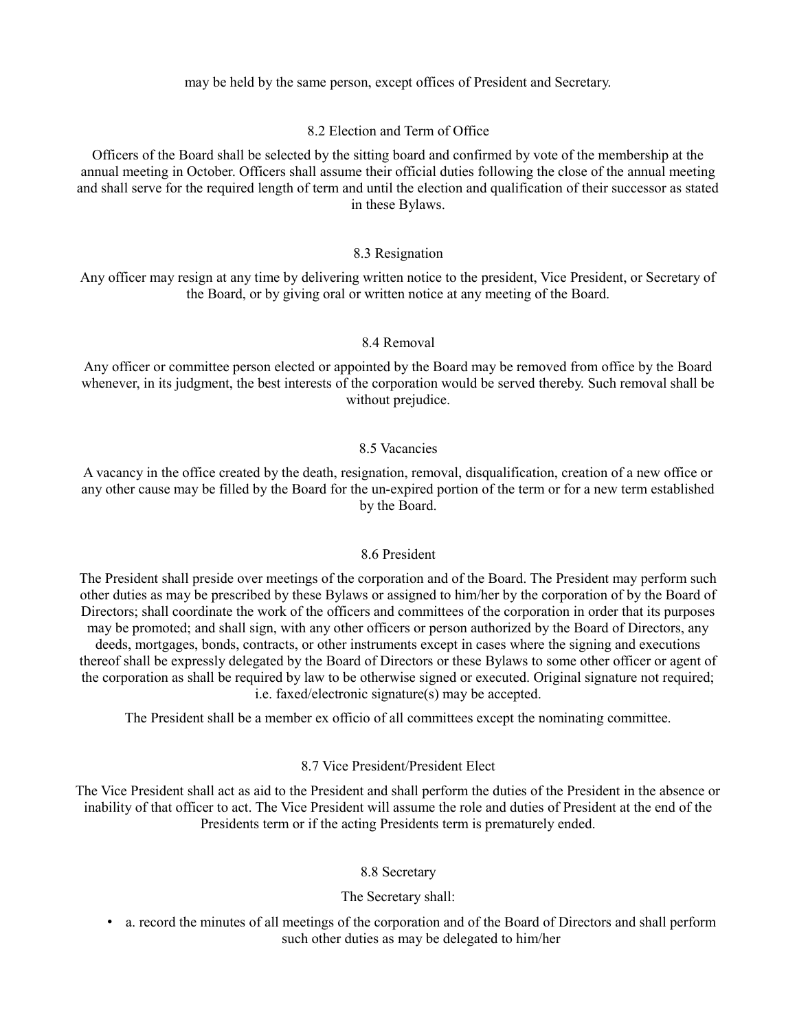may be held by the same person, except offices of President and Secretary.

### 8.2 Election and Term of Office

Officers of the Board shall be selected by the sitting board and confirmed by vote of the membership at the annual meeting in October. Officers shall assume their official duties following the close of the annual meeting and shall serve for the required length of term and until the election and qualification of their successor as stated in these Bylaws.

### 8.3 Resignation

Any officer may resign at any time by delivering written notice to the president, Vice President, or Secretary of the Board, or by giving oral or written notice at any meeting of the Board.

### 8.4 Removal

Any officer or committee person elected or appointed by the Board may be removed from office by the Board whenever, in its judgment, the best interests of the corporation would be served thereby. Such removal shall be without prejudice.

### 8.5 Vacancies

A vacancy in the office created by the death, resignation, removal, disqualification, creation of a new office or any other cause may be filled by the Board for the un-expired portion of the term or for a new term established by the Board.

### 8.6 President

The President shall preside over meetings of the corporation and of the Board. The President may perform such other duties as may be prescribed by these Bylaws or assigned to him/her by the corporation of by the Board of Directors; shall coordinate the work of the officers and committees of the corporation in order that its purposes may be promoted; and shall sign, with any other officers or person authorized by the Board of Directors, any deeds, mortgages, bonds, contracts, or other instruments except in cases where the signing and executions thereof shall be expressly delegated by the Board of Directors or these Bylaws to some other officer or agent of the corporation as shall be required by law to be otherwise signed or executed. Original signature not required; i.e. faxed/electronic signature(s) may be accepted.

The President shall be a member ex officio of all committees except the nominating committee.

### 8.7 Vice President/President Elect

The Vice President shall act as aid to the President and shall perform the duties of the President in the absence or inability of that officer to act. The Vice President will assume the role and duties of President at the end of the Presidents term or if the acting Presidents term is prematurely ended.

### 8.8 Secretary

The Secretary shall:

- a. record the minutes of all meetings of the corporation and of the Board of Directors and shall perform such other duties as may be delegated to him/her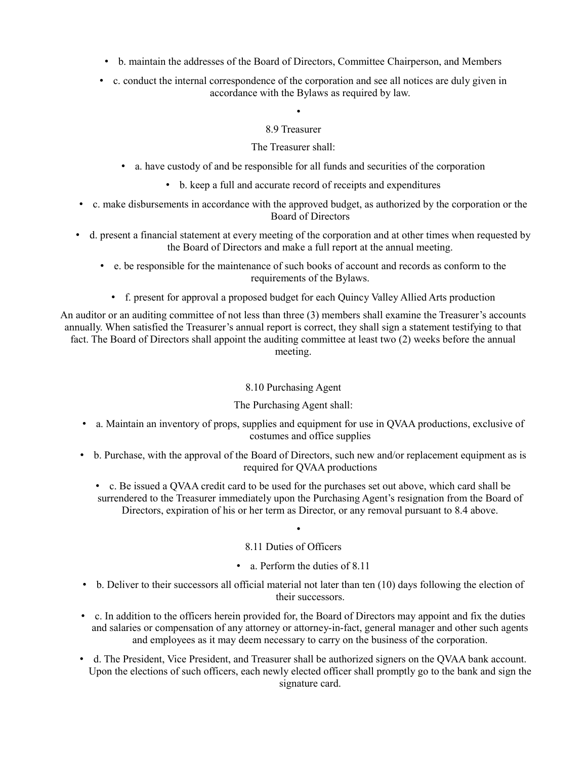- b. maintain the addresses of the Board of Directors, Committee Chairperson, and Members
- c. conduct the internal correspondence of the corporation and see all notices are duly given in accordance with the Bylaws as required by law.

### 8.9 Treasurer

The Treasurer shall:

- a. have custody of and be responsible for all funds and securities of the corporation
- b. keep a full and accurate record of receipts and expenditures
- c. make disbursements in accordance with the approved budget, as authorized by the corporation or the Board of Directors
- d. present a financial statement at every meeting of the corporation and at other times when requested by the Board of Directors and make a full report at the annual meeting.
- e. be responsible for the maintenance of such books of account and records as conform to the requirements of the Bylaws.
- f. present for approval a proposed budget for each Quincy Valley Allied Arts production

An auditor or an auditing committee of not less than three (3) members shall examine the Treasurer's accounts annually. When satisfied the Treasurer's annual report is correct, they shall sign a statement testifying to that fact. The Board of Directors shall appoint the auditing committee at least two (2) weeks before the annual meeting.

### 8.10 Purchasing Agent

The Purchasing Agent shall:

- a. Maintain an inventory of props, supplies and equipment for use in QVAA productions, exclusive of costumes and office supplies
- b. Purchase, with the approval of the Board of Directors, such new and/or replacement equipment as is required for QVAA productions
- c. Be issued a QVAA credit card to be used for the purchases set out above, which card shall be surrendered to the Treasurer immediately upon the Purchasing Agent's resignation from the Board of Directors, expiration of his or her term as Director, or any removal pursuant to 8.4 above.

### 8.11 Duties of Officers

- a. Perform the duties of 8.11
- b. Deliver to their successors all official material not later than ten (10) days following the election of their successors.
- c. In addition to the officers herein provided for, the Board of Directors may appoint and fix the duties and salaries or compensation of any attorney or attorney-in-fact, general manager and other such agents and employees as it may deem necessary to carry on the business of the corporation.
- d. The President, Vice President, and Treasurer shall be authorized signers on the QVAA bank account. Upon the elections of such officers, each newly elected officer shall promptly go to the bank and sign the signature card.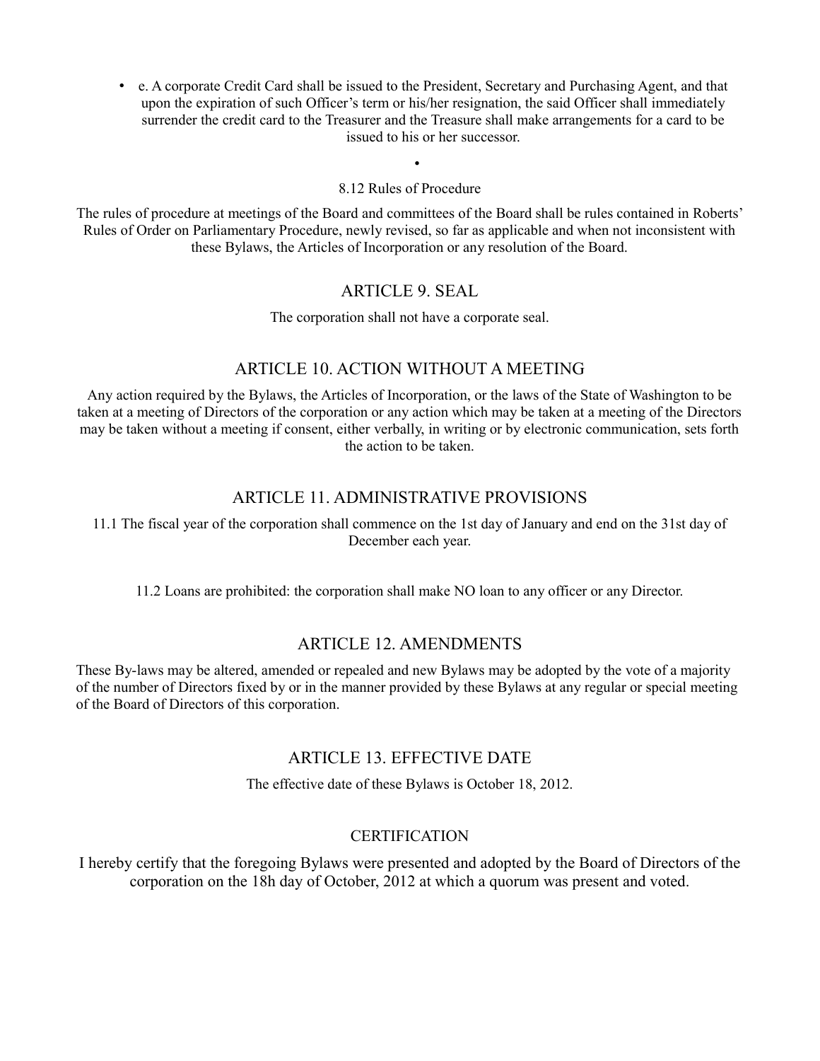- e. A corporate Credit Card shall be issued to the President, Secretary and Purchasing Agent, and that upon the expiration of such Officer's term or his/her resignation, the said Officer shall immediately surrender the credit card to the Treasurer and the Treasure shall make arrangements for a card to be issued to his or her successor.

8.12 Rules of Procedure

The rules of procedure at meetings of the Board and committees of the Board shall be rules contained in Roberts' Rules of Order on Parliamentary Procedure, newly revised, so far as applicable and when not inconsistent with these Bylaws, the Articles of Incorporation or any resolution of the Board.

## ARTICLE 9. SEAL

The corporation shall not have a corporate seal.

## ARTICLE 10. ACTION WITHOUT A MEETING

Any action required by the Bylaws, the Articles of Incorporation, or the laws of the State of Washington to be taken at a meeting of Directors of the corporation or any action which may be taken at a meeting of the Directors may be taken without a meeting if consent, either verbally, in writing or by electronic communication, sets forth the action to be taken.

## ARTICLE 11. ADMINISTRATIVE PROVISIONS

11.1 The fiscal year of the corporation shall commence on the 1st day of January and end on the 31st day of December each year.

11.2 Loans are prohibited: the corporation shall make NO loan to any officer or any Director.

## ARTICLE 12. AMENDMENTS

These By-laws may be altered, amended or repealed and new Bylaws may be adopted by the vote of a majority of the number of Directors fixed by or in the manner provided by these Bylaws at any regular or special meeting of the Board of Directors of this corporation.

## ARTICLE 13. EFFECTIVE DATE

The effective date of these Bylaws is October 18, 2012.

## CERTIFICATION

I hereby certify that the foregoing Bylaws were presented and adopted by the Board of Directors of the corporation on the 18h day of October, 2012 at which a quorum was present and voted.